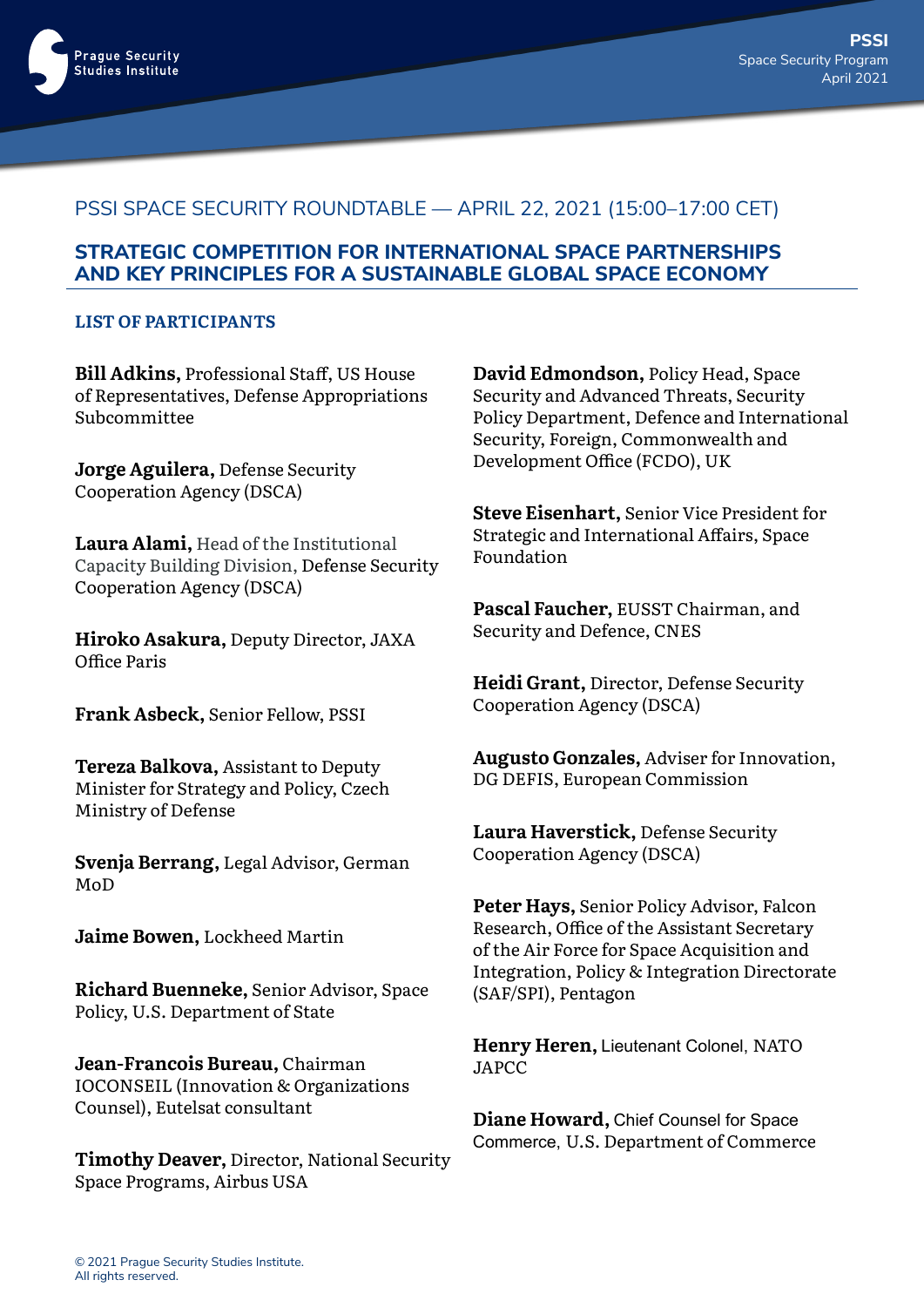PSSI SPACE SECURITY ROUNDTABLE — APRIL 22, 2021 (15:00–17:00 CET)

# STRATEGIC COMPETITION FOR INTERNATIONAL SPACE PARTNERSHIPS AND KEY PRINCIPLES FOR A SUSTAINABLE GLOBAL SPACE ECONOMY

## LIST OF PARTICIPANTS

**Bill Adkins,** Professional Staff, US House of Representatives, Defense Appropriations Subcommittee

**Jorge Aguilera,** Defense Security Cooperation Agency (DSCA)

**Laura Alami,** Head of the Institutional Capacity Building Division, Defense Security Cooperation Agency (DSCA)

**Hiroko Asakura,** Deputy Director, JAXA Office Paris

**Frank Asbeck,** Senior Fellow, PSSI

**Tereza Balkova,** Assistant to Deputy Minister for Strategy and Policy, Czech Ministry of Defense

**Svenja Berrang,** Legal Advisor, German MoD

**Jaime Bowen,** Lockheed Martin

**Richard Buenneke,** Senior Advisor, Space Policy, U.S. Department of State

**Jean-Francois Bureau,** Chairman IOCONSEIL (Innovation & Organizations Counsel), Eutelsat consultant

**Timothy Deaver,** Director, National Security Space Programs, Airbus USA

**David Edmondson,** Policy Head, Space Security and Advanced Threats, Security Policy Department, Defence and International Security, Foreign, Commonwealth and Development Office (FCDO), UK

**Steve Eisenhart,** Senior Vice President for Strategic and International Affairs, Space Foundation

**Pascal Faucher,** EUSST Chairman, and Security and Defence, CNES

**Heidi Grant,** Director, Defense Security Cooperation Agency (DSCA)

**Augusto Gonzales,** Adviser for Innovation, DG DEFIS, European Commission

**Laura Haverstick,** Defense Security Cooperation Agency (DSCA)

**Peter Hays,** Senior Policy Advisor, Falcon Research, Office of the Assistant Secretary of the Air Force for Space Acquisition and Integration, Policy & Integration Directorate (SAF/SPI), Pentagon

**Henry Heren,** Lieutenant Colonel, NATO JAPCC

**Diane Howard,** Chief Counsel for Space Commerce, U.S. Department of Commerce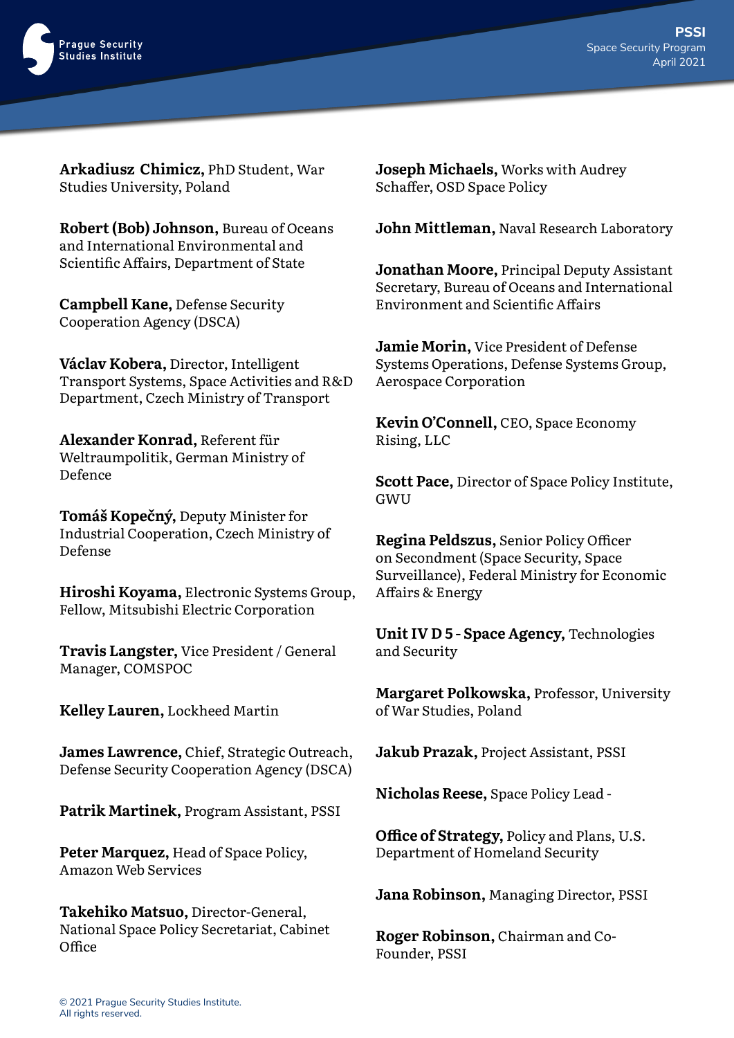**Arkadiusz Chimicz,** PhD Student, War Studies University, Poland

**Robert (Bob) Johnson,** Bureau of Oceans and International Environmental and Scientific Affairs, Department of State

**Campbell Kane,** Defense Security Cooperation Agency (DSCA)

**Václav Kobera,** Director, Intelligent Transport Systems, Space Activities and R&D Department, Czech Ministry of Transport

**Alexander Konrad,** Referent für Weltraumpolitik, German Ministry of Defence

**Tomáš Kopečný,** Deputy Minister for Industrial Cooperation, Czech Ministry of Defense

**Hiroshi Koyama,** Electronic Systems Group, Fellow, Mitsubishi Electric Corporation

**Travis Langster,** Vice President / General Manager, COMSPOC

**Kelley Lauren,** Lockheed Martin

**James Lawrence,** Chief, Strategic Outreach, Defense Security Cooperation Agency (DSCA)

**Patrik Martinek,** Program Assistant, PSSI

**Peter Marquez,** Head of Space Policy, Amazon Web Services

**Takehiko Matsuo,** Director-General, National Space Policy Secretariat, Cabinet Office

**Joseph Michaels,** Works with Audrey Schaffer, OSD Space Policy

**John Mittleman,** Naval Research Laboratory

**Jonathan Moore,** Principal Deputy Assistant Secretary, Bureau of Oceans and International Environment and Scientific Affairs

**Jamie Morin,** Vice President of Defense Systems Operations, Defense Systems Group, Aerospace Corporation

**Kevin O'Connell,** CEO, Space Economy Rising, LLC

**Scott Pace,** Director of Space Policy Institute, GWU

**Regina Peldszus,** Senior Policy Officer on Secondment (Space Security, Space Surveillance), Federal Ministry for Economic Affairs & Energy

**Unit IV D 5 - Space Agency,** Technologies and Security

**Margaret Polkowska,** Professor, University of War Studies, Poland

**Jakub Prazak,** Project Assistant, PSSI

**Nicholas Reese,** Space Policy Lead -

**Office of Strategy,** Policy and Plans, U.S. Department of Homeland Security

**Jana Robinson,** Managing Director, PSSI

**Roger Robinson,** Chairman and Co-Founder, PSSI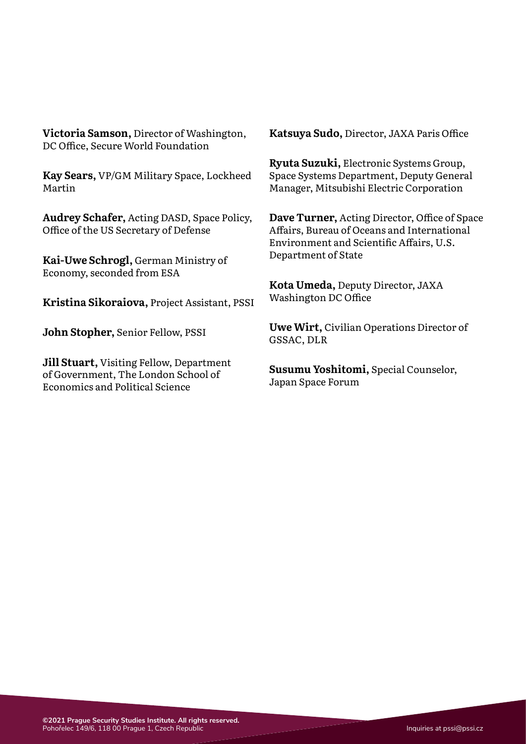**Victoria Samson,** Director of Washington, DC Office, Secure World Foundation

**Kay Sears,** VP/GM Military Space, Lockheed Martin

**Audrey Schafer,** Acting DASD, Space Policy, Office of the US Secretary of Defense

**Kai-Uwe Schrogl,** German Ministry of Economy, seconded from ESA

**Kristina Sikoraiova,** Project Assistant, PSSI

**John Stopher,** Senior Fellow, PSSI

**Jill Stuart,** Visiting Fellow, Department of Government, The London School of Economics and Political Science

**Katsuya Sudo,** Director, JAXA Paris Office

**Ryuta Suzuki,** Electronic Systems Group, Space Systems Department, Deputy General Manager, Mitsubishi Electric Corporation

**Dave Turner,** Acting Director, Office of Space Affairs, Bureau of Oceans and International Environment and Scientific Affairs, U.S. Department of State

**Kota Umeda,** Deputy Director, JAXA Washington DC Office

**Uwe Wirt,** Civilian Operations Director of GSSAC, DLR

**Susumu Yoshitomi,** Special Counselor, Japan Space Forum